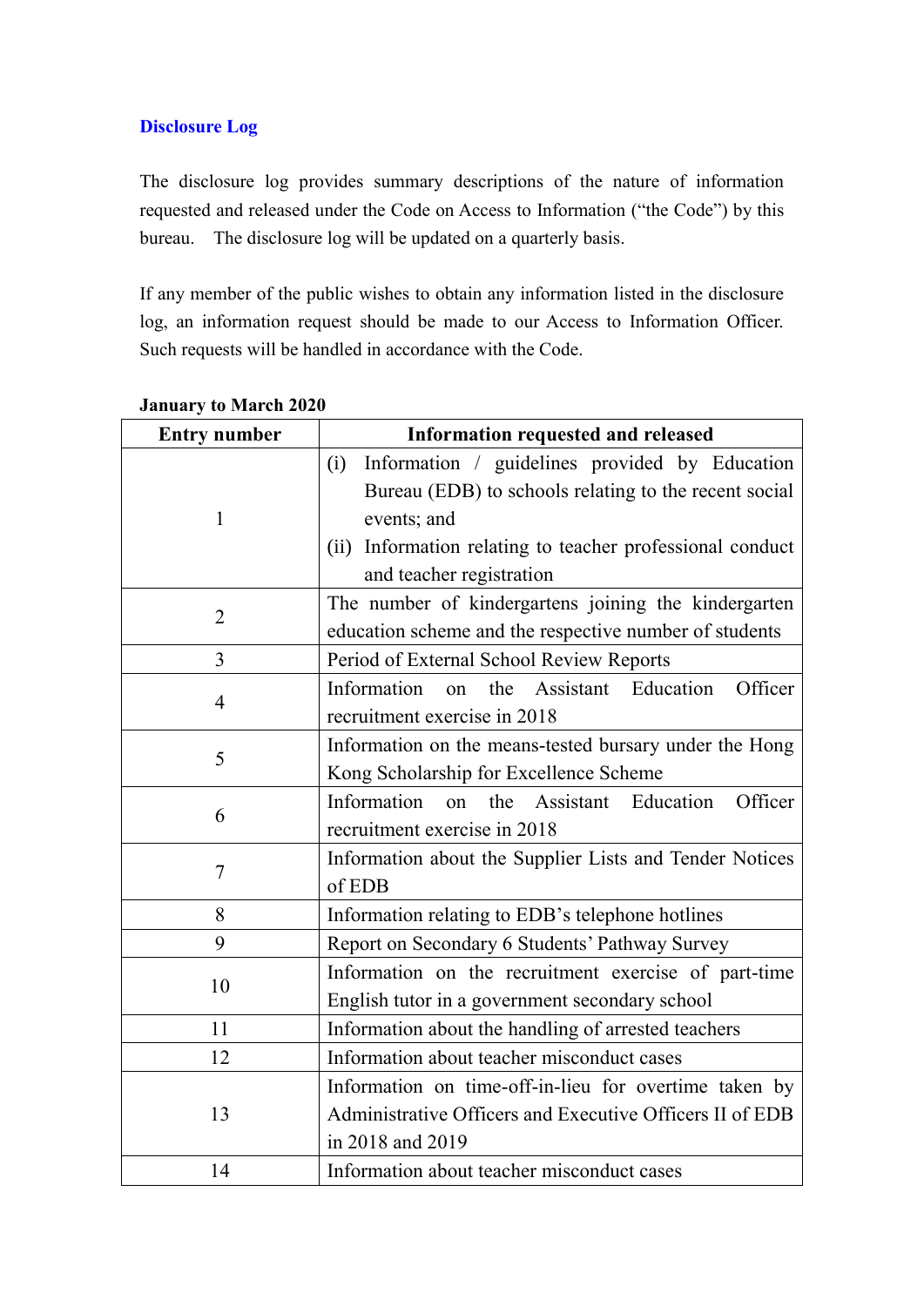## Disclosure Log

The disclosure log provides summary descriptions of the nature of information requested and released under the Code on Access to Information ("the Code") by this bureau. The disclosure log will be updated on a quarterly basis.

If any member of the public wishes to obtain any information listed in the disclosure log, an information request should be made to our Access to Information Officer. Such requests will be handled in accordance with the Code.

**January to March 2020**

| Entry number | Information requested and released |
|---|---|
| 1 | (i) Information / guidelines provided by Education Bureau (EDB) to schools relating to the recent social events; and<br>(ii) Information relating to teacher professional conduct and teacher registration |
| 2 | The number of kindergartens joining the kindergarten education scheme and the respective number of students |
| 3 | Period of External School Review Reports |
| 4 | Information on the Assistant Education Officer recruitment exercise in 2018 |
| 5 | Information on the means-tested bursary under the Hong Kong Scholarship for Excellence Scheme |
| 6 | Information on the Assistant Education Officer recruitment exercise in 2018 |
| 7 | Information about the Supplier Lists and Tender Notices of EDB |
| 8 | Information relating to EDB's telephone hotlines |
| 9 | Report on Secondary 6 Students' Pathway Survey |
| 10 | Information on the recruitment exercise of part-time English tutor in a government secondary school |
| 11 | Information about the handling of arrested teachers |
| 12 | Information about teacher misconduct cases |
| 13 | Information on time-off-in-lieu for overtime taken by Administrative Officers and Executive Officers II of EDB in 2018 and 2019 |
| 14 | Information about teacher misconduct cases |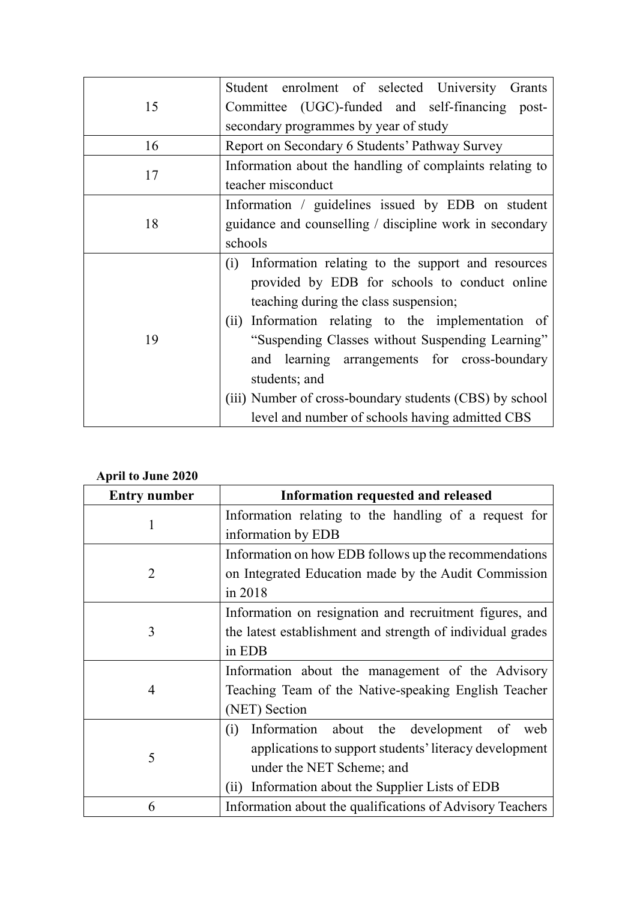| | |
|---|---|
| 15 | Student enrolment of selected University Grants Committee (UGC)-funded and self-financing post-secondary programmes by year of study |
| 16 | Report on Secondary 6 Students' Pathway Survey |
| 17 | Information about the handling of complaints relating to teacher misconduct |
| 18 | Information / guidelines issued by EDB on student guidance and counselling / discipline work in secondary schools |
| 19 | (i) Information relating to the support and resources provided by EDB for schools to conduct online teaching during the class suspension;<br>(ii) Information relating to the implementation of "Suspending Classes without Suspending Learning" and learning arrangements for cross-boundary students; and<br>(iii) Number of cross-boundary students (CBS) by school level and number of schools having admitted CBS |

**April to June 2020**

| Entry number | Information requested and released |
|---|---|
| 1 | Information relating to the handling of a request for information by EDB |
| 2 | Information on how EDB follows up the recommendations on Integrated Education made by the Audit Commission in 2018 |
| 3 | Information on resignation and recruitment figures, and the latest establishment and strength of individual grades in EDB |
| 4 | Information about the management of the Advisory Teaching Team of the Native-speaking English Teacher (NET) Section |
| 5 | (i) Information about the development of web applications to support students' literacy development under the NET Scheme; and<br>(ii) Information about the Supplier Lists of EDB |
| 6 | Information about the qualifications of Advisory Teachers |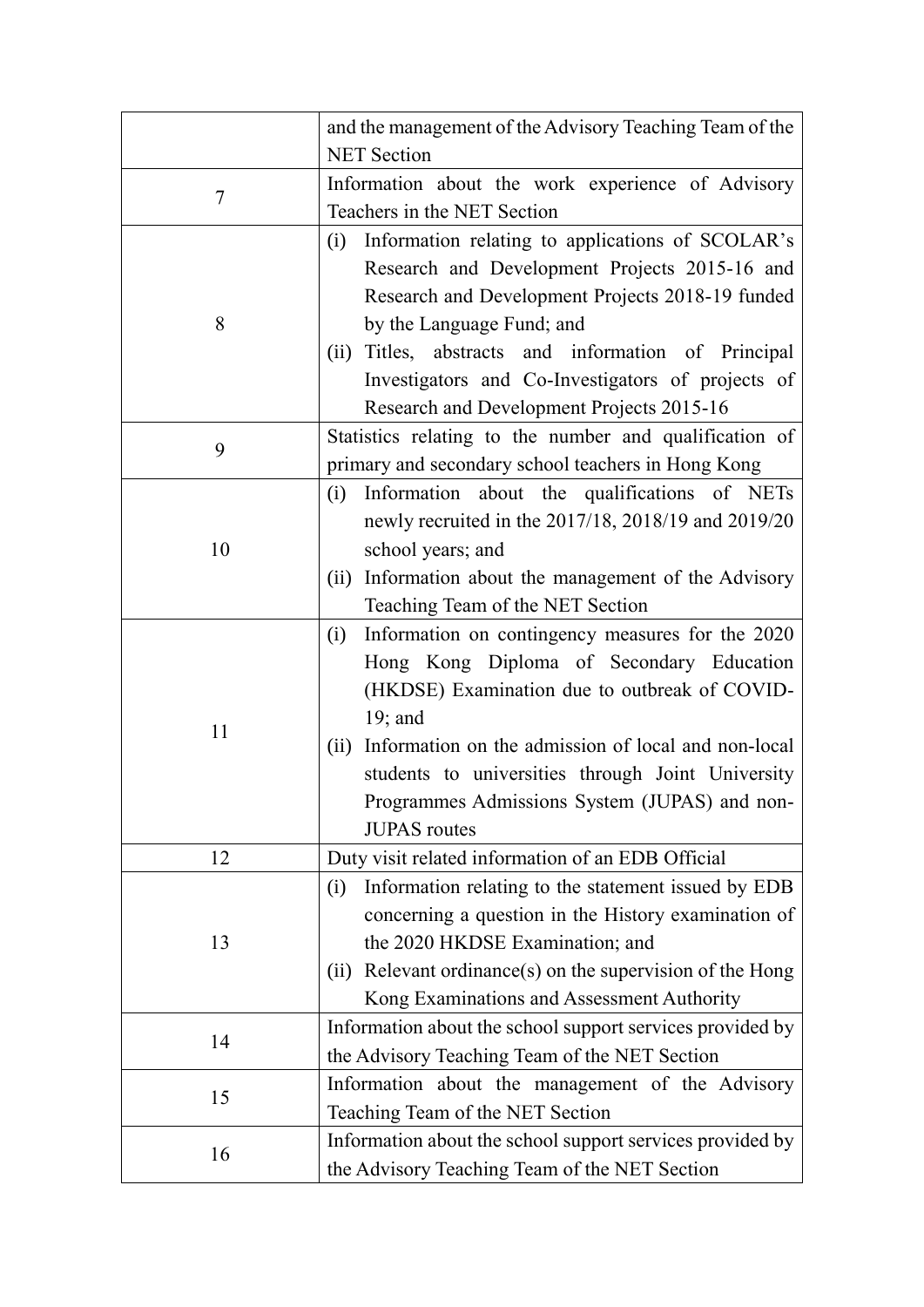| | |
|---|---|
| | and the management of the Advisory Teaching Team of the NET Section |
| 7 | Information about the work experience of Advisory Teachers in the NET Section |
| 8 | (i) Information relating to applications of SCOLAR's Research and Development Projects 2015-16 and Research and Development Projects 2018-19 funded by the Language Fund; and<br>(ii) Titles, abstracts and information of Principal Investigators and Co-Investigators of projects of Research and Development Projects 2015-16 |
| 9 | Statistics relating to the number and qualification of primary and secondary school teachers in Hong Kong |
| 10 | (i) Information about the qualifications of NETs newly recruited in the 2017/18, 2018/19 and 2019/20 school years; and<br>(ii) Information about the management of the Advisory Teaching Team of the NET Section |
| 11 | (i) Information on contingency measures for the 2020 Hong Kong Diploma of Secondary Education (HKDSE) Examination due to outbreak of COVID-19; and<br>(ii) Information on the admission of local and non-local students to universities through Joint University Programmes Admissions System (JUPAS) and non-JUPAS routes |
| 12 | Duty visit related information of an EDB Official |
| 13 | (i) Information relating to the statement issued by EDB concerning a question in the History examination of the 2020 HKDSE Examination; and<br>(ii) Relevant ordinance(s) on the supervision of the Hong Kong Examinations and Assessment Authority |
| 14 | Information about the school support services provided by the Advisory Teaching Team of the NET Section |
| 15 | Information about the management of the Advisory Teaching Team of the NET Section |
| 16 | Information about the school support services provided by the Advisory Teaching Team of the NET Section |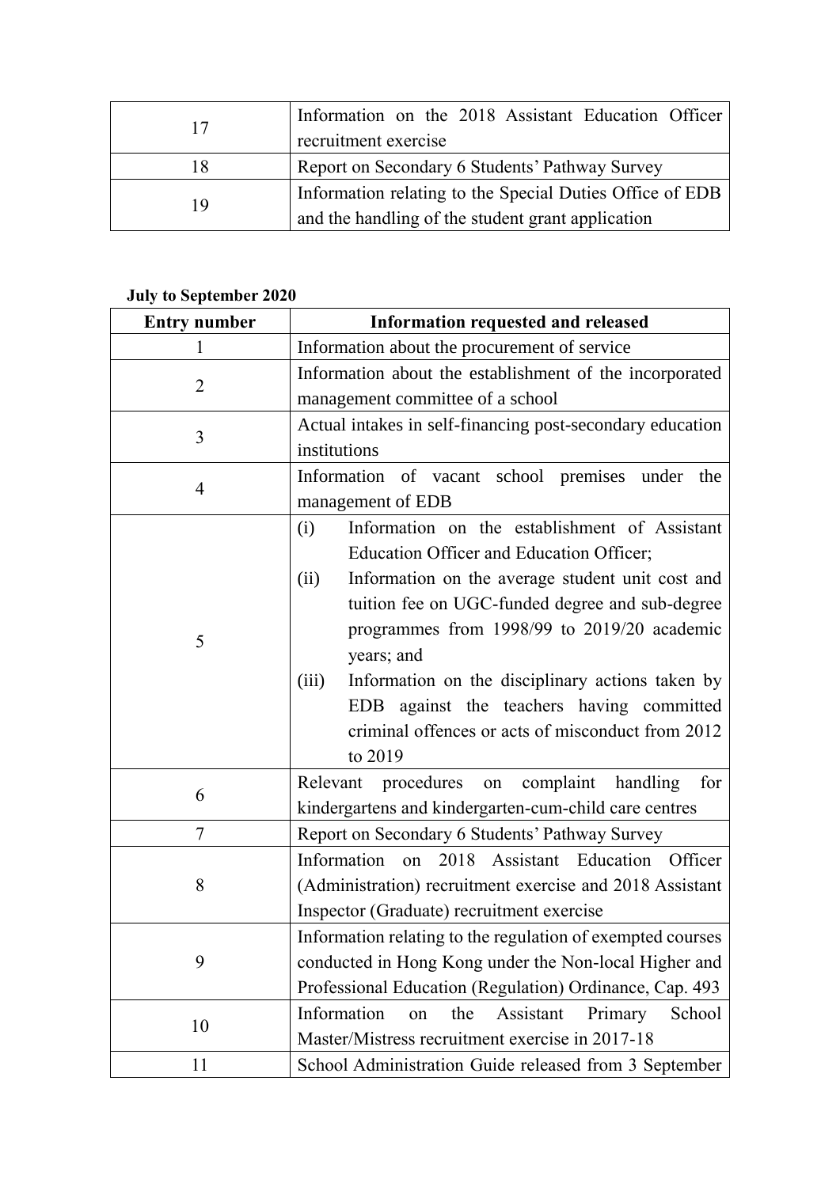| | |
|---|---|
| 17 | Information on the 2018 Assistant Education Officer recruitment exercise |
| 18 | Report on Secondary 6 Students' Pathway Survey |
| 19 | Information relating to the Special Duties Office of EDB and the handling of the student grant application |

**July to September 2020**

| Entry number | Information requested and released |
|---|---|
| 1 | Information about the procurement of service |
| 2 | Information about the establishment of the incorporated management committee of a school |
| 3 | Actual intakes in self-financing post-secondary education institutions |
| 4 | Information of vacant school premises under the management of EDB |
| 5 | (i) Information on the establishment of Assistant Education Officer and Education Officer; (ii) Information on the average student unit cost and tuition fee on UGC-funded degree and sub-degree programmes from 1998/99 to 2019/20 academic years; and (iii) Information on the disciplinary actions taken by EDB against the teachers having committed criminal offences or acts of misconduct from 2012 to 2019 |
| 6 | Relevant procedures on complaint handling for kindergartens and kindergarten-cum-child care centres |
| 7 | Report on Secondary 6 Students' Pathway Survey |
| 8 | Information on 2018 Assistant Education Officer (Administration) recruitment exercise and 2018 Assistant Inspector (Graduate) recruitment exercise |
| 9 | Information relating to the regulation of exempted courses conducted in Hong Kong under the Non-local Higher and Professional Education (Regulation) Ordinance, Cap. 493 |
| 10 | Information on the Assistant Primary School Master/Mistress recruitment exercise in 2017-18 |
| 11 | School Administration Guide released from 3 September |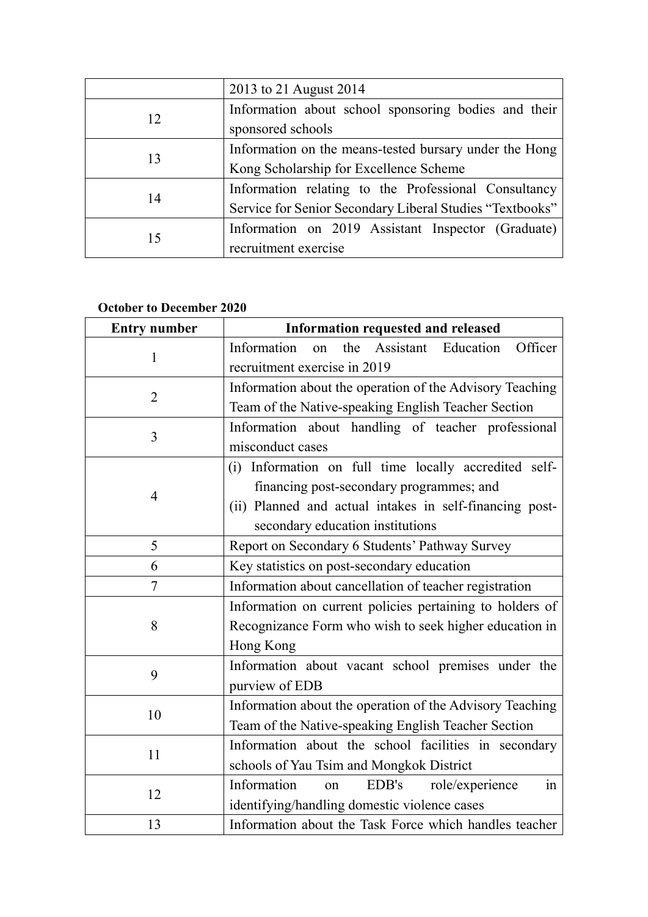| | |
|---|---|
| | 2013 to 21 August 2014 |
| 12 | Information about school sponsoring bodies and their sponsored schools |
| 13 | Information on the means-tested bursary under the Hong Kong Scholarship for Excellence Scheme |
| 14 | Information relating to the Professional Consultancy Service for Senior Secondary Liberal Studies "Textbooks" |
| 15 | Information on 2019 Assistant Inspector (Graduate) recruitment exercise |

**October to December 2020**

| Entry number | Information requested and released |
|---|---|
| 1 | Information on the Assistant Education Officer recruitment exercise in 2019 |
| 2 | Information about the operation of the Advisory Teaching Team of the Native-speaking English Teacher Section |
| 3 | Information about handling of teacher professional misconduct cases |
| 4 | (i) Information on full time locally accredited self-financing post-secondary programmes; and<br>(ii) Planned and actual intakes in self-financing post-secondary education institutions |
| 5 | Report on Secondary 6 Students' Pathway Survey |
| 6 | Key statistics on post-secondary education |
| 7 | Information about cancellation of teacher registration |
| 8 | Information on current policies pertaining to holders of Recognizance Form who wish to seek higher education in Hong Kong |
| 9 | Information about vacant school premises under the purview of EDB |
| 10 | Information about the operation of the Advisory Teaching Team of the Native-speaking English Teacher Section |
| 11 | Information about the school facilities in secondary schools of Yau Tsim and Mongkok District |
| 12 | Information on EDB's role/experience in identifying/handling domestic violence cases |
| 13 | Information about the Task Force which handles teacher |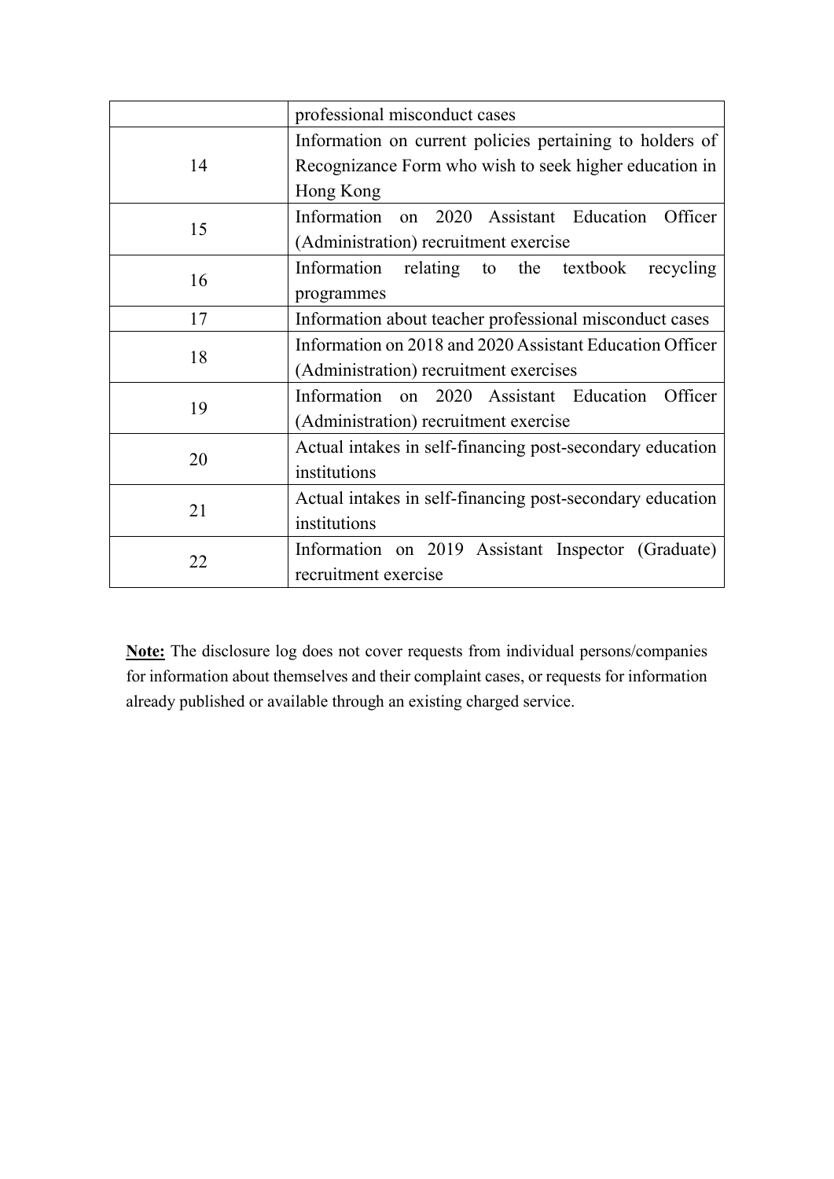| | |
|---|---|
| | professional misconduct cases |
| 14 | Information on current policies pertaining to holders of Recognizance Form who wish to seek higher education in Hong Kong |
| 15 | Information on 2020 Assistant Education Officer (Administration) recruitment exercise |
| 16 | Information relating to the textbook recycling programmes |
| 17 | Information about teacher professional misconduct cases |
| 18 | Information on 2018 and 2020 Assistant Education Officer (Administration) recruitment exercises |
| 19 | Information on 2020 Assistant Education Officer (Administration) recruitment exercise |
| 20 | Actual intakes in self-financing post-secondary education institutions |
| 21 | Actual intakes in self-financing post-secondary education institutions |
| 22 | Information on 2019 Assistant Inspector (Graduate) recruitment exercise |

**Note:** The disclosure log does not cover requests from individual persons/companies for information about themselves and their complaint cases, or requests for information already published or available through an existing charged service.